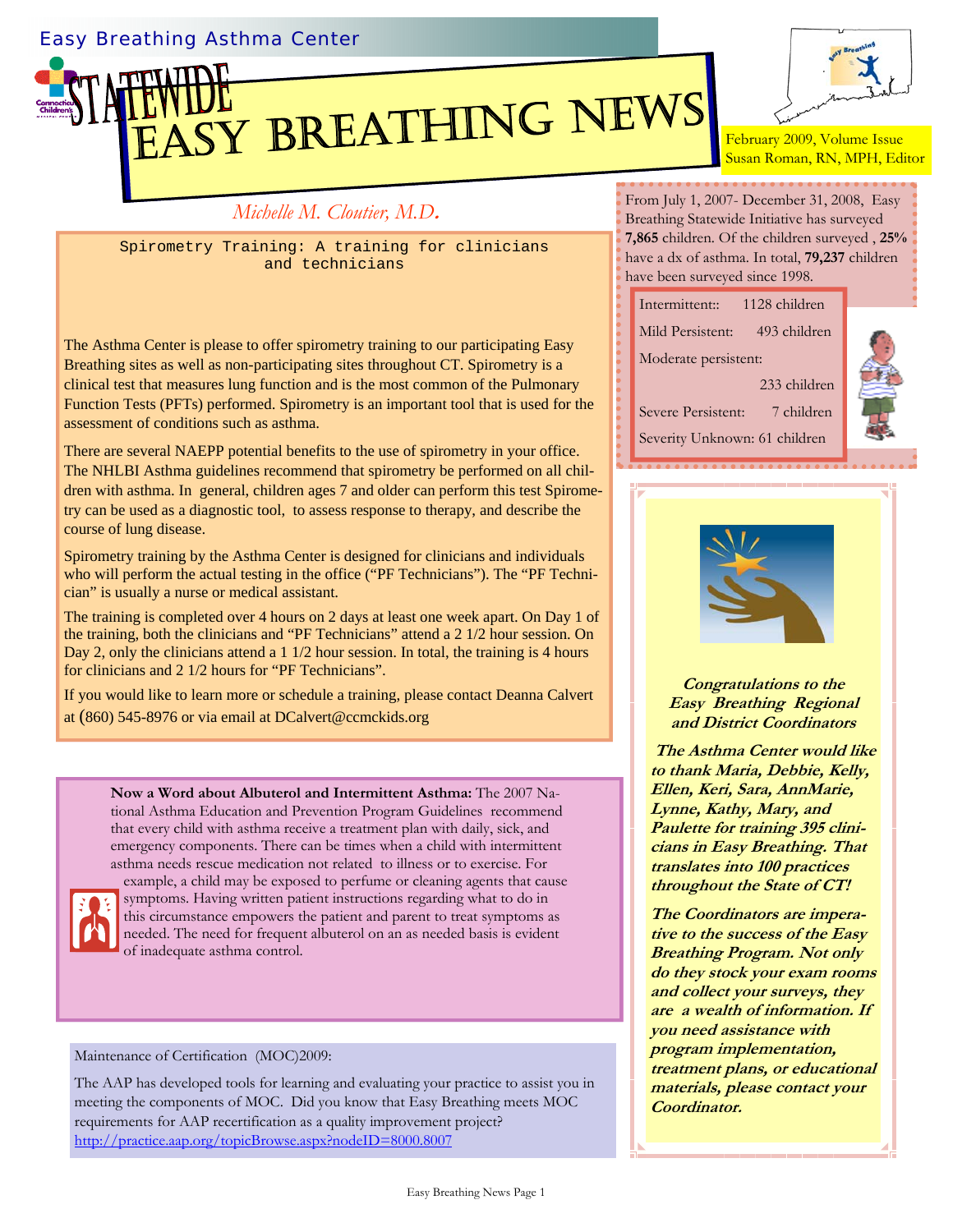Easy Breathing Asthma Center

# STATEWIDE EASY BREATHING NEWS

February 2009, Volume Issue
Susan Roman, RN, MPH, Editor

*Michelle M. Cloutier, M.D.*

## Spirometry Training: A training for clinicians and technicians

The Asthma Center is please to offer spirometry training to our participating Easy Breathing sites as well as non-participating sites throughout CT. Spirometry is a clinical test that measures lung function and is the most common of the Pulmonary Function Tests (PFTs) performed. Spirometry is an important tool that is used for the assessment of conditions such as asthma.

There are several NAEPP potential benefits to the use of spirometry in your office. The NHLBI Asthma guidelines recommend that spirometry be performed on all children with asthma. In general, children ages 7 and older can perform this test Spirometry can be used as a diagnostic tool, to assess response to therapy, and describe the course of lung disease.

Spirometry training by the Asthma Center is designed for clinicians and individuals who will perform the actual testing in the office ("PF Technicians"). The "PF Technician" is usually a nurse or medical assistant.

The training is completed over 4 hours on 2 days at least one week apart. On Day 1 of the training, both the clinicians and "PF Technicians" attend a 2 1/2 hour session. On Day 2, only the clinicians attend a 1 1/2 hour session. In total, the training is 4 hours for clinicians and 2 1/2 hours for "PF Technicians".

If you would like to learn more or schedule a training, please contact Deanna Calvert at (860) 545-8976 or via email at DCalvert@ccmckids.org

**Now a Word about Albuterol and Intermittent Asthma:** The 2007 National Asthma Education and Prevention Program Guidelines recommend that every child with asthma receive a treatment plan with daily, sick, and emergency components. There can be times when a child with intermittent asthma needs rescue medication not related to illness or to exercise. For example, a child may be exposed to perfume or cleaning agents that cause symptoms. Having written patient instructions regarding what to do in this circumstance empowers the patient and parent to treat symptoms as needed. The need for frequent albuterol on an as needed basis is evident of inadequate asthma control.

Maintenance of Certification (MOC)2009:

The AAP has developed tools for learning and evaluating your practice to assist you in meeting the components of MOC. Did you know that Easy Breathing meets MOC requirements for AAP recertification as a quality improvement project? http://practice.aap.org/topicBrowse.aspx?nodeID=8000.8007

From July 1, 2007- December 31, 2008, Easy Breathing Statewide Initiative has surveyed **7,865** children. Of the children surveyed , **25%** have a dx of asthma. In total, **79,237** children have been surveyed since 1998.

| | |
|---|---|
| Intermittent:: | 1128 children |
| Mild Persistent: | 493 children |
| Moderate persistent: | 233 children |
| Severe Persistent: | 7 children |
| Severity Unknown: | 61 children |

***Congratulations to the Easy Breathing Regional and District Coordinators***

***The Asthma Center would like to thank Maria, Debbie, Kelly, Ellen, Keri, Sara, AnnMarie, Lynne, Kathy, Mary, and Paulette for training 395 clinicians in Easy Breathing. That translates into 100 practices throughout the State of CT!***

***The Coordinators are imperative to the success of the Easy Breathing Program. Not only do they stock your exam rooms and collect your surveys, they are a wealth of information. If you need assistance with program implementation, treatment plans, or educational materials, please contact your Coordinator.***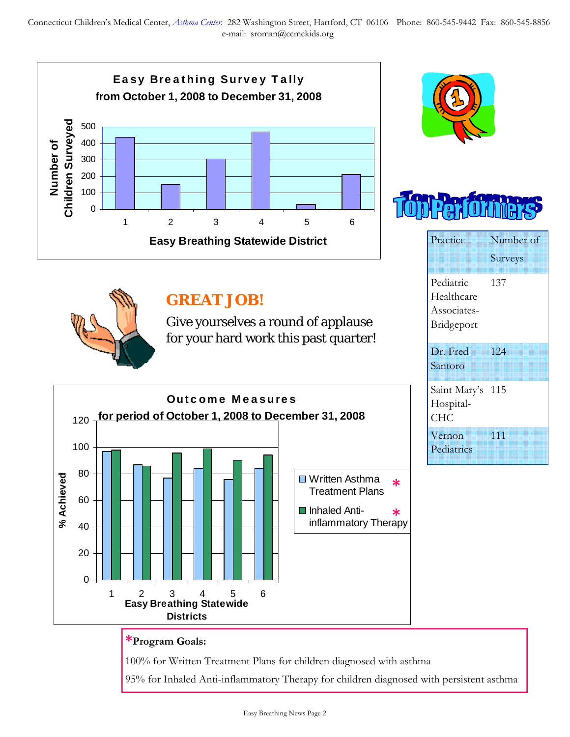Connecticut Children's Medical Center, *Asthma Center*. 282 Washington Street, Hartford, CT 06106 Phone: 860-545-9442 Fax: 860-545-8856
e-mail: sroman@ccmckids.org

**Easy Breathing Survey Tally**
**from October 1, 2008 to December 31, 2008**

Number of Children Surveyed

500
400
300
200
100
0

1 2 3 4 5 6

Easy Breathing Statewide District

## Top Performers

| Practice | Number of Surveys |
|---|---|
| Pediatric Healthcare Associates-Bridgeport | 137 |
| Dr. Fred Santoro | 124 |
| Saint Mary's Hospital-CHC | 115 |
| Vernon Pediatrics | 111 |

## GREAT JOB!

Give yourselves a round of applause for your hard work this past quarter!

**Outcome Measures**
**for period of October 1, 2008 to December 31, 2008**

% Achieved

120
100
80
60
40
20
0

1 2 3 4 5 6

Easy Breathing Statewide Districts

Written Asthma Treatment Plans *

Inhaled Anti-inflammatory Therapy *

***Program Goals:**

100% for Written Treatment Plans for children diagnosed with asthma

95% for Inhaled Anti-inflammatory Therapy for children diagnosed with persistent asthma